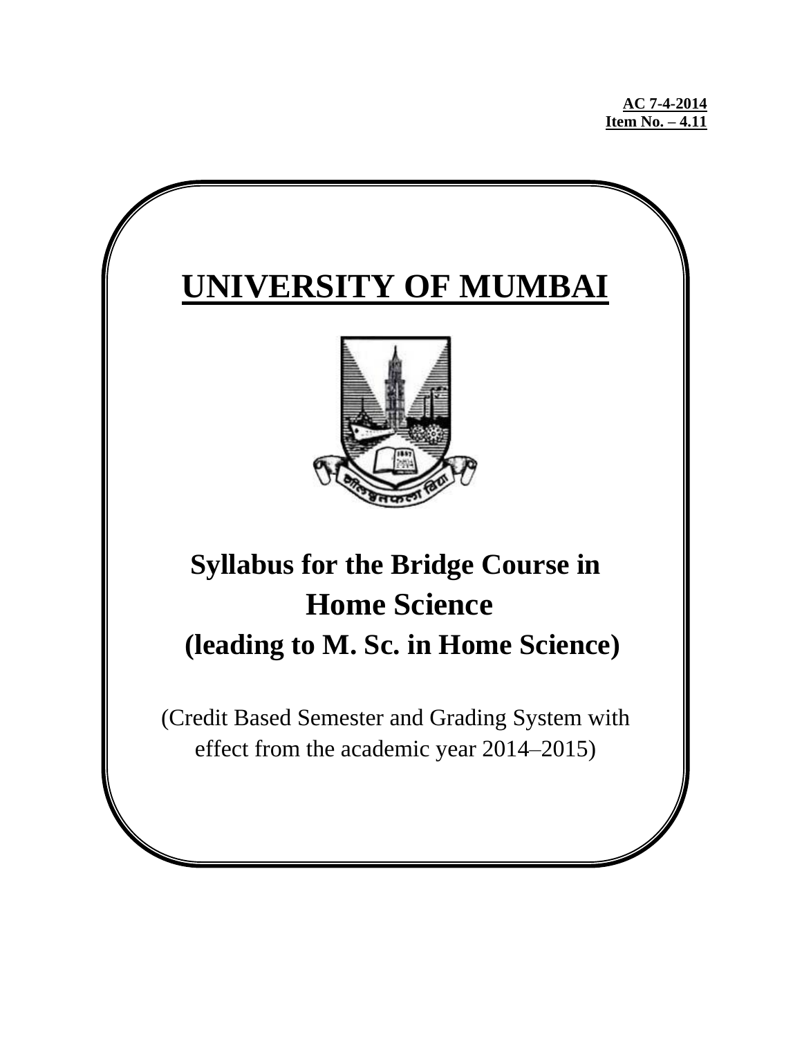**AC 7-4-2014**
**Item No. – 4.11**

# UNIVERSITY OF MUMBAI

## Syllabus for the Bridge Course in Home Science (leading to M. Sc. in Home Science)

(Credit Based Semester and Grading System with effect from the academic year 2014–2015)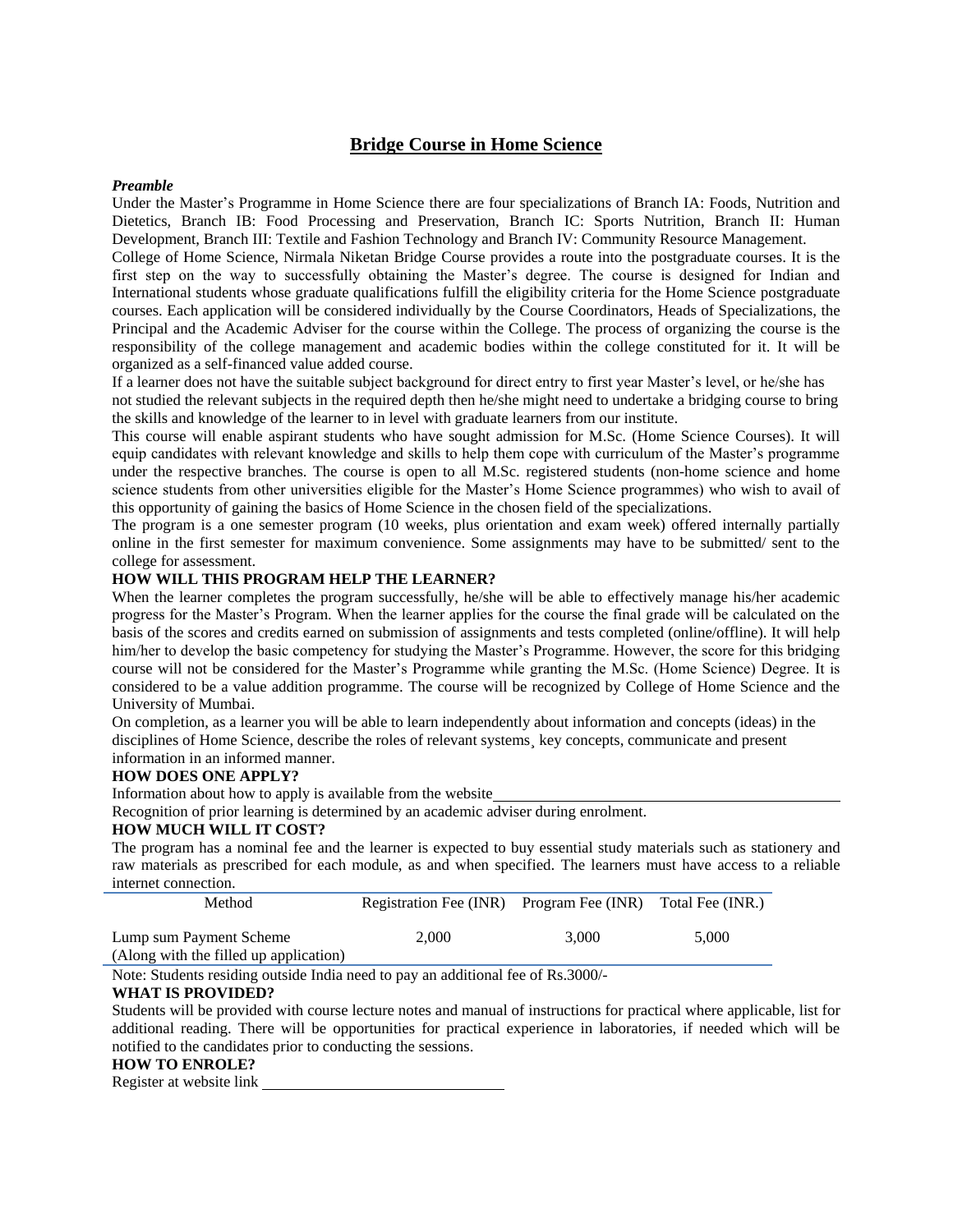## Bridge Course in Home Science

***Preamble***

Under the Master's Programme in Home Science there are four specializations of Branch IA: Foods, Nutrition and Dietetics, Branch IB: Food Processing and Preservation, Branch IC: Sports Nutrition, Branch II: Human Development, Branch III: Textile and Fashion Technology and Branch IV: Community Resource Management.

College of Home Science, Nirmala Niketan Bridge Course provides a route into the postgraduate courses. It is the first step on the way to successfully obtaining the Master's degree. The course is designed for Indian and International students whose graduate qualifications fulfill the eligibility criteria for the Home Science postgraduate courses. Each application will be considered individually by the Course Coordinators, Heads of Specializations, the Principal and the Academic Adviser for the course within the College. The process of organizing the course is the responsibility of the college management and academic bodies within the college constituted for it. It will be organized as a self-financed value added course.

If a learner does not have the suitable subject background for direct entry to first year Master's level, or he/she has not studied the relevant subjects in the required depth then he/she might need to undertake a bridging course to bring the skills and knowledge of the learner to in level with graduate learners from our institute.

This course will enable aspirant students who have sought admission for M.Sc. (Home Science Courses). It will equip candidates with relevant knowledge and skills to help them cope with curriculum of the Master's programme under the respective branches. The course is open to all M.Sc. registered students (non-home science and home science students from other universities eligible for the Master's Home Science programmes) who wish to avail of this opportunity of gaining the basics of Home Science in the chosen field of the specializations.

The program is a one semester program (10 weeks, plus orientation and exam week) offered internally partially online in the first semester for maximum convenience. Some assignments may have to be submitted/ sent to the college for assessment.

**HOW WILL THIS PROGRAM HELP THE LEARNER?**

When the learner completes the program successfully, he/she will be able to effectively manage his/her academic progress for the Master's Program. When the learner applies for the course the final grade will be calculated on the basis of the scores and credits earned on submission of assignments and tests completed (online/offline). It will help him/her to develop the basic competency for studying the Master's Programme. However, the score for this bridging course will not be considered for the Master's Programme while granting the M.Sc. (Home Science) Degree. It is considered to be a value addition programme. The course will be recognized by College of Home Science and the University of Mumbai.

On completion, as a learner you will be able to learn independently about information and concepts (ideas) in the disciplines of Home Science, describe the roles of relevant systems¸ key concepts, communicate and present information in an informed manner.

**HOW DOES ONE APPLY?**

Information about how to apply is available from the website\_\_\_\_\_\_\_\_\_\_\_\_\_\_\_\_\_\_\_\_\_\_\_\_\_\_\_\_\_\_\_\_\_\_\_\_\_\_

Recognition of prior learning is determined by an academic adviser during enrolment.

**HOW MUCH WILL IT COST?**

The program has a nominal fee and the learner is expected to buy essential study materials such as stationery and raw materials as prescribed for each module, as and when specified. The learners must have access to a reliable internet connection.

| Method | Registration Fee (INR) | Program Fee (INR) | Total Fee (INR.) |
|---|---|---|---|
| Lump sum Payment Scheme (Along with the filled up application) | 2,000 | 3,000 | 5,000 |

Note: Students residing outside India need to pay an additional fee of Rs.3000/-

**WHAT IS PROVIDED?**

Students will be provided with course lecture notes and manual of instructions for practical where applicable, list for additional reading. There will be opportunities for practical experience in laboratories, if needed which will be notified to the candidates prior to conducting the sessions.

**HOW TO ENROLE?**

Register at website link \_\_\_\_\_\_\_\_\_\_\_\_\_\_\_\_\_\_\_\_\_\_\_\_\_\_\_\_\_\_\_\_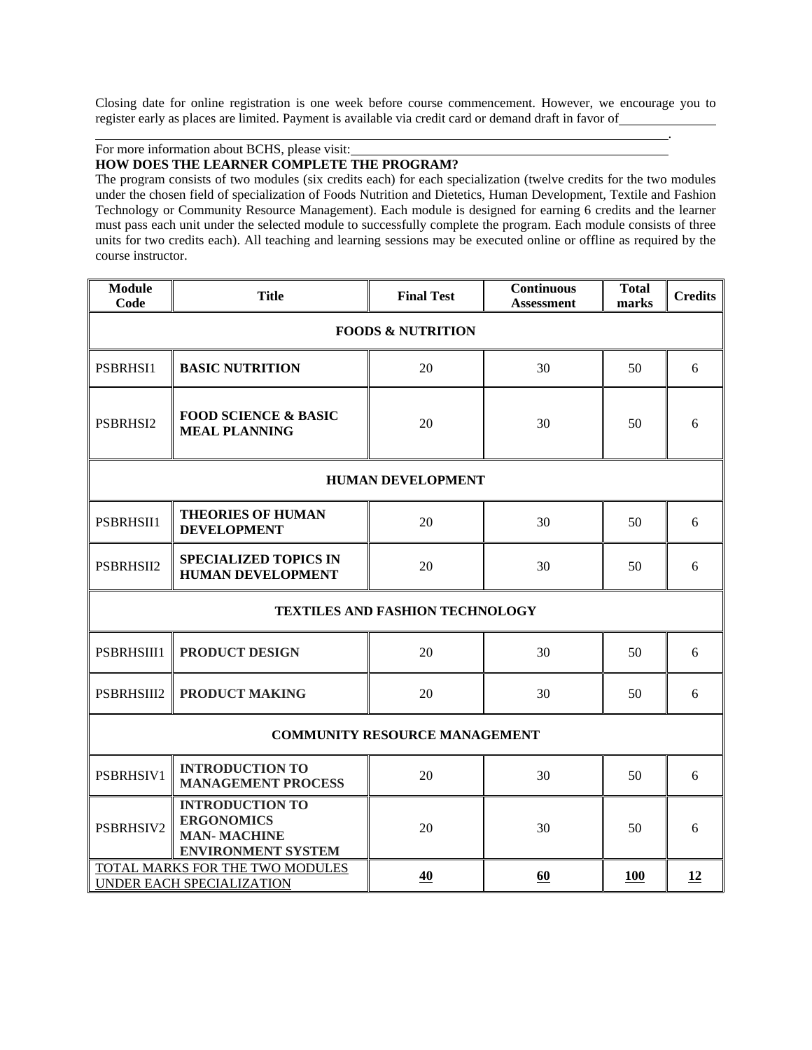Closing date for online registration is one week before course commencement. However, we encourage you to register early as places are limited. Payment is available via credit card or demand draft in favor of ____________________________________________.

For more information about BCHS, please visit: ____________________________

**HOW DOES THE LEARNER COMPLETE THE PROGRAM?**

The program consists of two modules (six credits each) for each specialization (twelve credits for the two modules under the chosen field of specialization of Foods Nutrition and Dietetics, Human Development, Textile and Fashion Technology or Community Resource Management). Each module is designed for earning 6 credits and the learner must pass each unit under the selected module to successfully complete the program. Each module consists of three units for two credits each). All teaching and learning sessions may be executed online or offline as required by the course instructor.

| Module Code | Title | Final Test | Continuous Assessment | Total marks | Credits |
|---|---|---|---|---|---|
| **FOODS & NUTRITION** | | | | | |
| PSBRHSI1 | **BASIC NUTRITION** | 20 | 30 | 50 | 6 |
| PSBRHSI2 | **FOOD SCIENCE & BASIC MEAL PLANNING** | 20 | 30 | 50 | 6 |
| **HUMAN DEVELOPMENT** | | | | | |
| PSBRHSII1 | **THEORIES OF HUMAN DEVELOPMENT** | 20 | 30 | 50 | 6 |
| PSBRHSII2 | **SPECIALIZED TOPICS IN HUMAN DEVELOPMENT** | 20 | 30 | 50 | 6 |
| **TEXTILES AND FASHION TECHNOLOGY** | | | | | |
| PSBRHSIII1 | **PRODUCT DESIGN** | 20 | 30 | 50 | 6 |
| PSBRHSIII2 | **PRODUCT MAKING** | 20 | 30 | 50 | 6 |
| **COMMUNITY RESOURCE MANAGEMENT** | | | | | |
| PSBRHSIV1 | **INTRODUCTION TO MANAGEMENT PROCESS** | 20 | 30 | 50 | 6 |
| PSBRHSIV2 | **INTRODUCTION TO ERGONOMICS MAN- MACHINE ENVIRONMENT SYSTEM** | 20 | 30 | 50 | 6 |
| TOTAL MARKS FOR THE TWO MODULES UNDER EACH SPECIALIZATION | | **40** | **60** | **100** | **12** |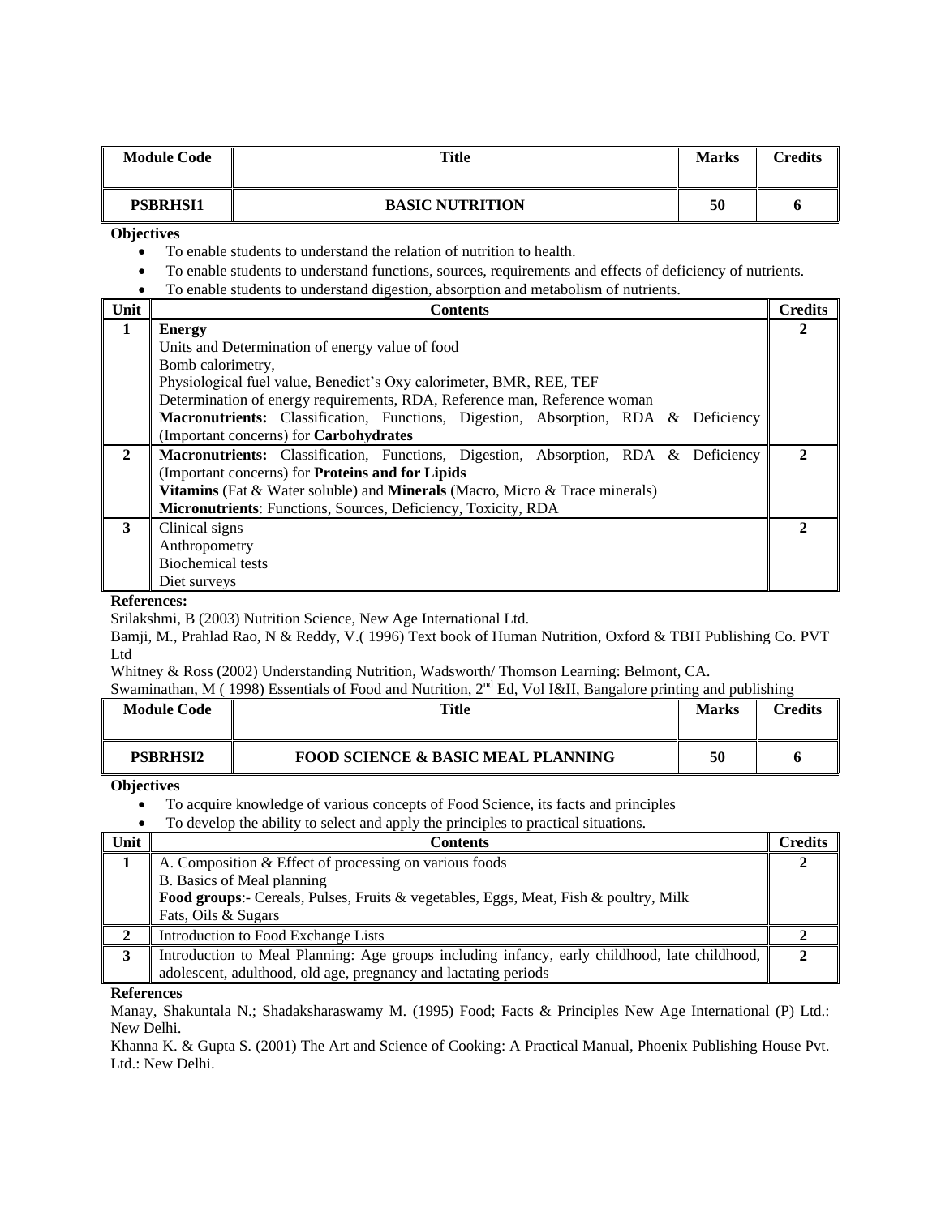| Module Code | Title | Marks | Credits |
|---|---|---|---|
| **PSBRHSI1** | **BASIC NUTRITION** | **50** | **6** |

**Objectives**

- To enable students to understand the relation of nutrition to health.
- To enable students to understand functions, sources, requirements and effects of deficiency of nutrients.
- To enable students to understand digestion, absorption and metabolism of nutrients.

| Unit | Contents | Credits |
|---|---|---|
| **1** | **Energy**<br>Units and Determination of energy value of food<br>Bomb calorimetry,<br>Physiological fuel value, Benedict's Oxy calorimeter, BMR, REE, TEF<br>Determination of energy requirements, RDA, Reference man, Reference woman<br>**Macronutrients:** Classification, Functions, Digestion, Absorption, RDA & Deficiency (Important concerns) for **Carbohydrates** | **2** |
| **2** | **Macronutrients:** Classification, Functions, Digestion, Absorption, RDA & Deficiency (Important concerns) for **Proteins and for Lipids**<br>**Vitamins** (Fat & Water soluble) and **Minerals** (Macro, Micro & Trace minerals)<br>**Micronutrients**: Functions, Sources, Deficiency, Toxicity, RDA | **2** |
| **3** | Clinical signs<br>Anthropometry<br>Biochemical tests<br>Diet surveys | **2** |

**References:**

Srilakshmi, B (2003) Nutrition Science, New Age International Ltd.

Bamji, M., Prahlad Rao, N & Reddy, V.( 1996) Text book of Human Nutrition, Oxford & TBH Publishing Co. PVT Ltd

Whitney & Ross (2002) Understanding Nutrition, Wadsworth/ Thomson Learning: Belmont, CA.

Swaminathan, M ( 1998) Essentials of Food and Nutrition, 2nd Ed, Vol I&II, Bangalore printing and publishing

| Module Code | Title | Marks | Credits |
|---|---|---|---|
| **PSBRHSI2** | **FOOD SCIENCE & BASIC MEAL PLANNING** | **50** | **6** |

**Objectives**

- To acquire knowledge of various concepts of Food Science, its facts and principles
- To develop the ability to select and apply the principles to practical situations.

| Unit | Contents | Credits |
|---|---|---|
| **1** | A. Composition & Effect of processing on various foods<br>B. Basics of Meal planning<br>**Food groups**:- Cereals, Pulses, Fruits & vegetables, Eggs, Meat, Fish & poultry, Milk Fats, Oils & Sugars | **2** |
| **2** | Introduction to Food Exchange Lists | **2** |
| **3** | Introduction to Meal Planning: Age groups including infancy, early childhood, late childhood, adolescent, adulthood, old age, pregnancy and lactating periods | **2** |

**References**

Manay, Shakuntala N.; Shadaksharaswamy M. (1995) Food; Facts & Principles New Age International (P) Ltd.: New Delhi.

Khanna K. & Gupta S. (2001) The Art and Science of Cooking: A Practical Manual, Phoenix Publishing House Pvt. Ltd.: New Delhi.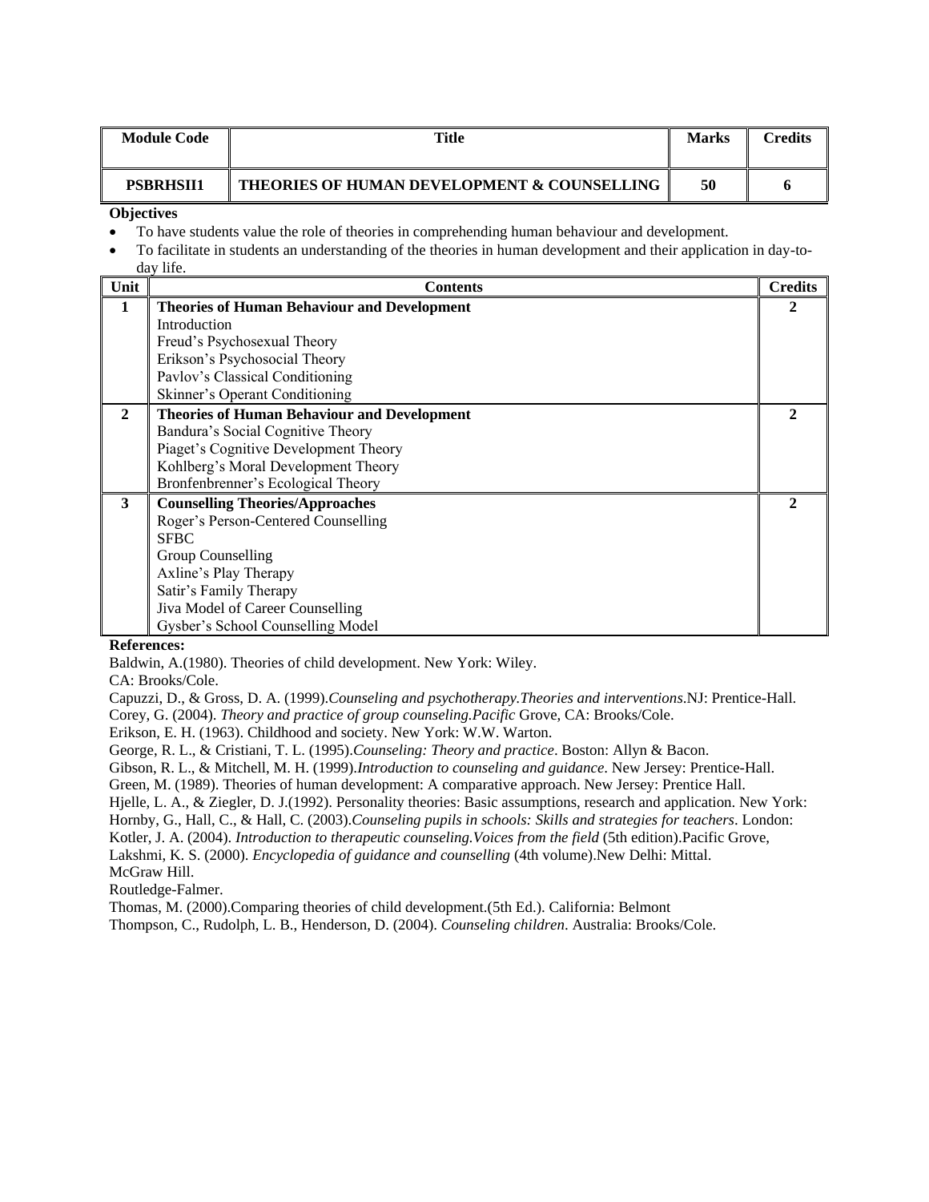| Module Code | Title | Marks | Credits |
|---|---|---|---|
| **PSBRHSII1** | **THEORIES OF HUMAN DEVELOPMENT & COUNSELLING** | **50** | **6** |

**Objectives**

- To have students value the role of theories in comprehending human behaviour and development.
- To facilitate in students an understanding of the theories in human development and their application in day-to-day life.

| Unit | Contents | Credits |
|---|---|---|
| **1** | **Theories of Human Behaviour and Development**<br>Introduction<br>Freud's Psychosexual Theory<br>Erikson's Psychosocial Theory<br>Pavlov's Classical Conditioning<br>Skinner's Operant Conditioning | **2** |
| **2** | **Theories of Human Behaviour and Development**<br>Bandura's Social Cognitive Theory<br>Piaget's Cognitive Development Theory<br>Kohlberg's Moral Development Theory<br>Bronfenbrenner's Ecological Theory | **2** |
| **3** | **Counselling Theories/Approaches**<br>Roger's Person-Centered Counselling<br>SFBC<br>Group Counselling<br>Axline's Play Therapy<br>Satir's Family Therapy<br>Jiva Model of Career Counselling<br>Gysber's School Counselling Model | **2** |

**References:**

Baldwin, A.(1980). Theories of child development. New York: Wiley.
CA: Brooks/Cole.
Capuzzi, D., & Gross, D. A. (1999).*Counseling and psychotherapy.Theories and interventions*.NJ: Prentice-Hall.
Corey, G. (2004). *Theory and practice of group counseling.Pacific* Grove, CA: Brooks/Cole.
Erikson, E. H. (1963). Childhood and society. New York: W.W. Warton.
George, R. L., & Cristiani, T. L. (1995).*Counseling: Theory and practice*. Boston: Allyn & Bacon.
Gibson, R. L., & Mitchell, M. H. (1999).*Introduction to counseling and guidance*. New Jersey: Prentice-Hall.
Green, M. (1989). Theories of human development: A comparative approach. New Jersey: Prentice Hall.
Hjelle, L. A., & Ziegler, D. J.(1992). Personality theories: Basic assumptions, research and application. New York:
Hornby, G., Hall, C., & Hall, C. (2003).*Counseling pupils in schools: Skills and strategies for teachers*. London:
Kotler, J. A. (2004). *Introduction to therapeutic counseling.Voices from the field* (5th edition).Pacific Grove,
Lakshmi, K. S. (2000). *Encyclopedia of guidance and counselling* (4th volume).New Delhi: Mittal.
McGraw Hill.
Routledge-Falmer.
Thomas, M. (2000).Comparing theories of child development.(5th Ed.). California: Belmont
Thompson, C., Rudolph, L. B., Henderson, D. (2004). *Counseling children*. Australia: Brooks/Cole.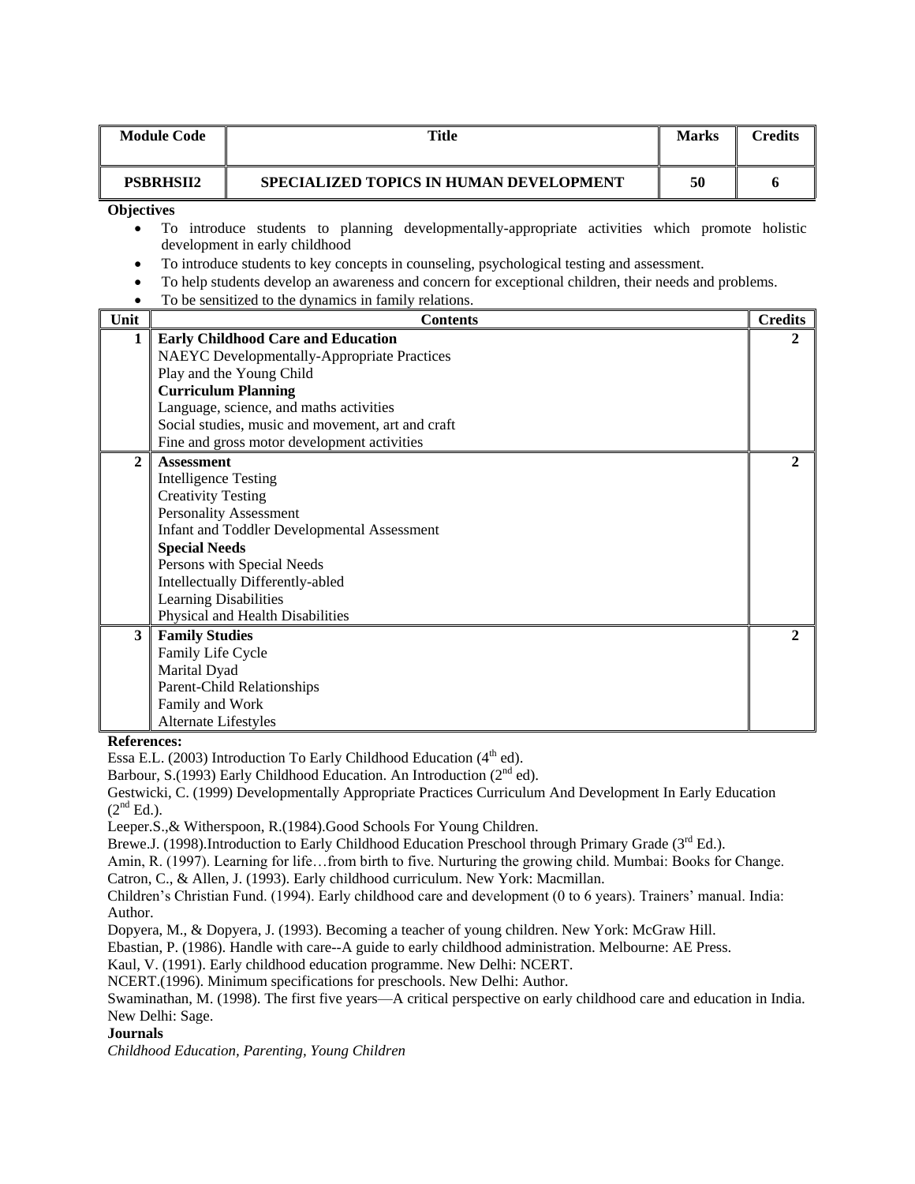| Module Code | Title | Marks | Credits |
|---|---|---|---|
| **PSBRHSII2** | **SPECIALIZED TOPICS IN HUMAN DEVELOPMENT** | **50** | **6** |

**Objectives**

- To introduce students to planning developmentally-appropriate activities which promote holistic development in early childhood
- To introduce students to key concepts in counseling, psychological testing and assessment.
- To help students develop an awareness and concern for exceptional children, their needs and problems.
- To be sensitized to the dynamics in family relations.

| Unit | Contents | Credits |
|---|---|---|
| **1** | **Early Childhood Care and Education**<br>NAEYC Developmentally-Appropriate Practices<br>Play and the Young Child<br>**Curriculum Planning**<br>Language, science, and maths activities<br>Social studies, music and movement, art and craft<br>Fine and gross motor development activities | **2** |
| **2** | **Assessment**<br>Intelligence Testing<br>Creativity Testing<br>Personality Assessment<br>Infant and Toddler Developmental Assessment<br>**Special Needs**<br>Persons with Special Needs<br>Intellectually Differently-abled<br>Learning Disabilities<br>Physical and Health Disabilities | **2** |
| **3** | **Family Studies**<br>Family Life Cycle<br>Marital Dyad<br>Parent-Child Relationships<br>Family and Work<br>Alternate Lifestyles | **2** |

**References:**

Essa E.L. (2003) Introduction To Early Childhood Education (4th ed).

Barbour, S.(1993) Early Childhood Education. An Introduction (2nd ed).

Gestwicki, C. (1999) Developmentally Appropriate Practices Curriculum And Development In Early Education (2nd Ed.).

Leeper.S.,& Witherspoon, R.(1984).Good Schools For Young Children.

Brewe.J. (1998).Introduction to Early Childhood Education Preschool through Primary Grade (3rd Ed.).

Amin, R. (1997). Learning for life…from birth to five. Nurturing the growing child. Mumbai: Books for Change.

Catron, C., & Allen, J. (1993). Early childhood curriculum. New York: Macmillan.

Children's Christian Fund. (1994). Early childhood care and development (0 to 6 years). Trainers' manual. India: Author.

Dopyera, M., & Dopyera, J. (1993). Becoming a teacher of young children. New York: McGraw Hill.

Ebastian, P. (1986). Handle with care--A guide to early childhood administration. Melbourne: AE Press.

Kaul, V. (1991). Early childhood education programme. New Delhi: NCERT.

NCERT.(1996). Minimum specifications for preschools. New Delhi: Author.

Swaminathan, M. (1998). The first five years—A critical perspective on early childhood care and education in India. New Delhi: Sage.

**Journals**

*Childhood Education, Parenting, Young Children*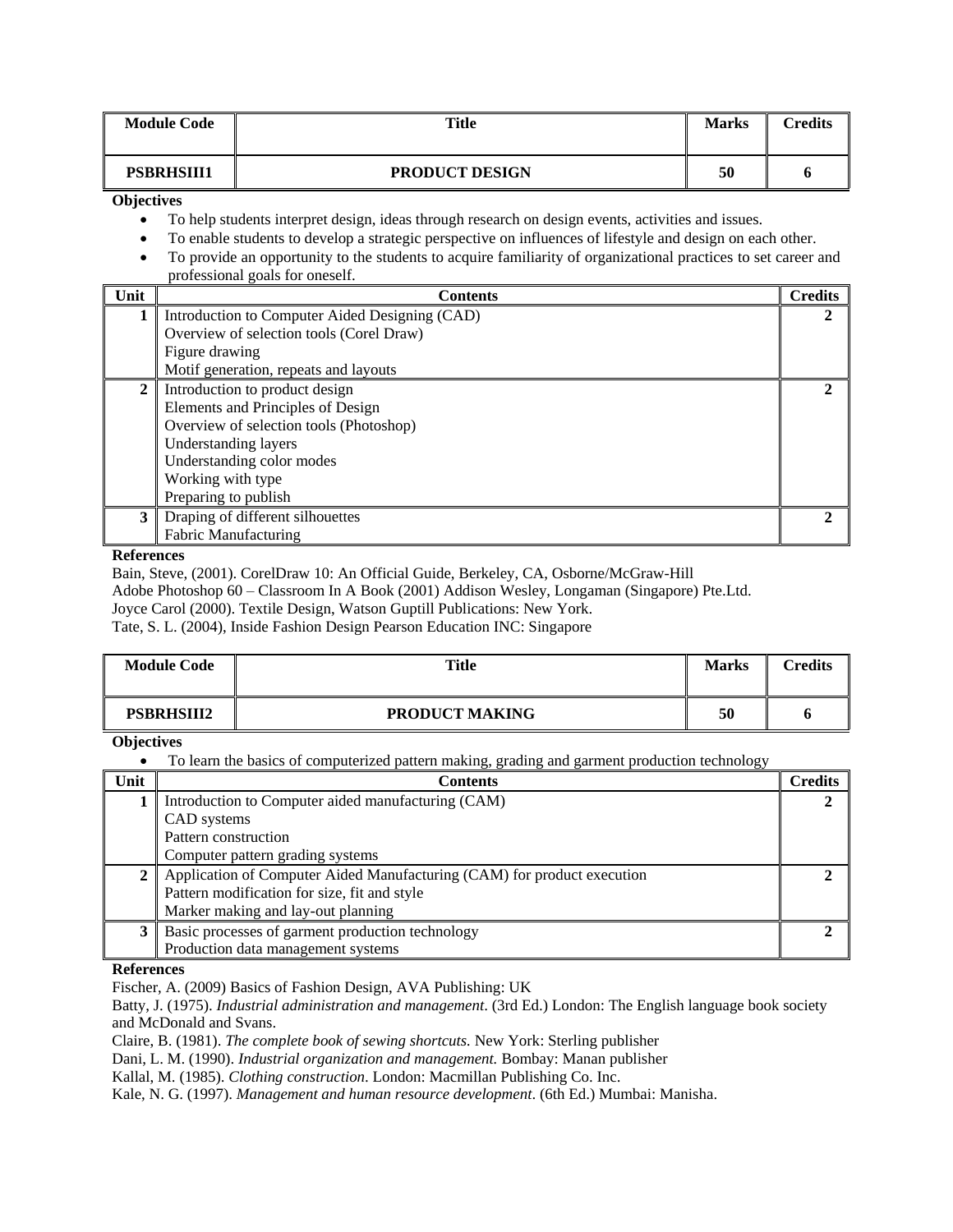| Module Code | Title | Marks | Credits |
|---|---|---|---|
| PSBRHSIII1 | PRODUCT DESIGN | 50 | 6 |

**Objectives**

- To help students interpret design, ideas through research on design events, activities and issues.
- To enable students to develop a strategic perspective on influences of lifestyle and design on each other.
- To provide an opportunity to the students to acquire familiarity of organizational practices to set career and professional goals for oneself.

| Unit | Contents | Credits |
|---|---|---|
| 1 | Introduction to Computer Aided Designing (CAD)<br>Overview of selection tools (Corel Draw)<br>Figure drawing<br>Motif generation, repeats and layouts | 2 |
| 2 | Introduction to product design<br>Elements and Principles of Design<br>Overview of selection tools (Photoshop)<br>Understanding layers<br>Understanding color modes<br>Working with type<br>Preparing to publish | 2 |
| 3 | Draping of different silhouettes<br>Fabric Manufacturing | 2 |

**References**

Bain, Steve, (2001). CorelDraw 10: An Official Guide, Berkeley, CA, Osborne/McGraw-Hill
Adobe Photoshop 60 – Classroom In A Book (2001) Addison Wesley, Longaman (Singapore) Pte.Ltd.
Joyce Carol (2000). Textile Design, Watson Guptill Publications: New York.
Tate, S. L. (2004), Inside Fashion Design Pearson Education INC: Singapore

| Module Code | Title | Marks | Credits |
|---|---|---|---|
| PSBRHSIII2 | PRODUCT MAKING | 50 | 6 |

**Objectives**

- To learn the basics of computerized pattern making, grading and garment production technology

| Unit | Contents | Credits |
|---|---|---|
| 1 | Introduction to Computer aided manufacturing (CAM)<br>CAD systems<br>Pattern construction<br>Computer pattern grading systems | 2 |
| 2 | Application of Computer Aided Manufacturing (CAM) for product execution<br>Pattern modification for size, fit and style<br>Marker making and lay-out planning | 2 |
| 3 | Basic processes of garment production technology<br>Production data management systems | 2 |

**References**

Fischer, A. (2009) Basics of Fashion Design, AVA Publishing: UK
Batty, J. (1975). *Industrial administration and management*. (3rd Ed.) London: The English language book society and McDonald and Svans.
Claire, B. (1981). *The complete book of sewing shortcuts.* New York: Sterling publisher
Dani, L. M. (1990). *Industrial organization and management.* Bombay: Manan publisher
Kallal, M. (1985). *Clothing construction*. London: Macmillan Publishing Co. Inc.
Kale, N. G. (1997). *Management and human resource development*. (6th Ed.) Mumbai: Manisha.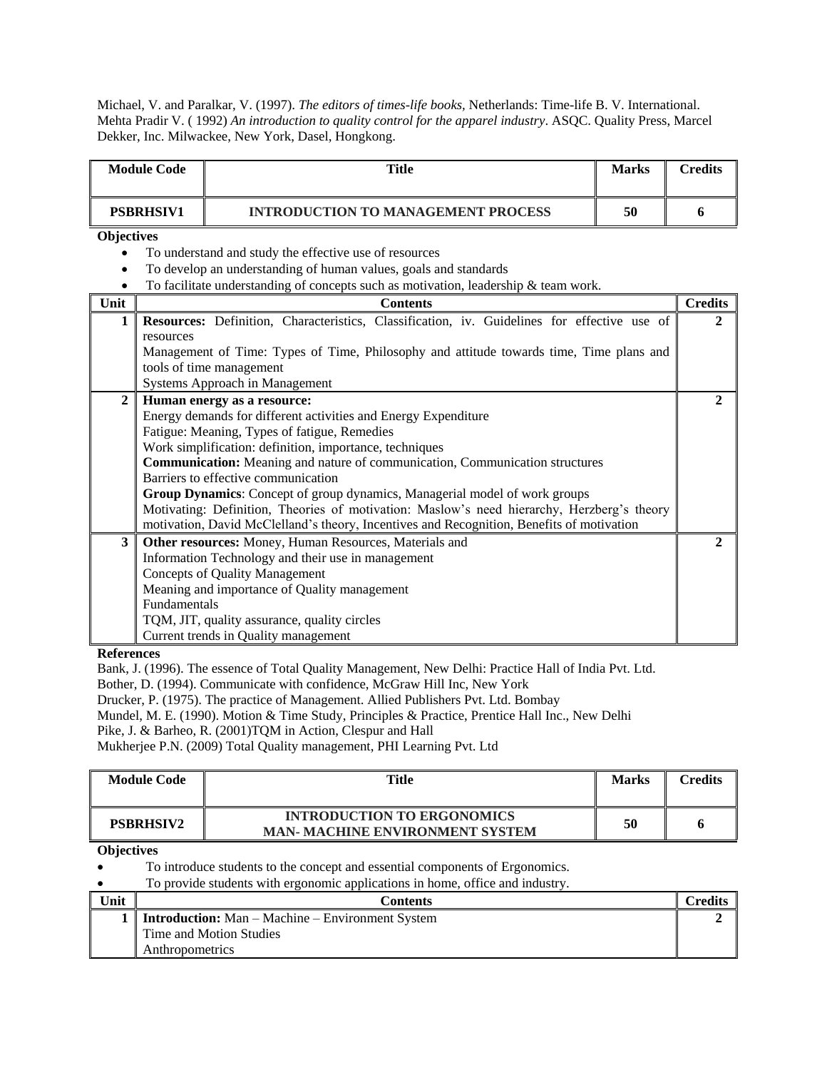Michael, V. and Paralkar, V. (1997). *The editors of times-life books,* Netherlands: Time-life B. V. International.
Mehta Pradir V. ( 1992) *An introduction to quality control for the apparel industry*. ASQC. Quality Press, Marcel Dekker, Inc. Milwackee, New York, Dasel, Hongkong.

| Module Code | Title | Marks | Credits |
|---|---|---|---|
| **PSBRHSIV1** | **INTRODUCTION TO MANAGEMENT PROCESS** | **50** | **6** |

**Objectives**

- To understand and study the effective use of resources
- To develop an understanding of human values, goals and standards
- To facilitate understanding of concepts such as motivation, leadership & team work.

| Unit | Contents | Credits |
|---|---|---|
| **1** | **Resources:** Definition, Characteristics, Classification, iv. Guidelines for effective use of resources<br>Management of Time: Types of Time, Philosophy and attitude towards time, Time plans and tools of time management<br>Systems Approach in Management | **2** |
| **2** | **Human energy as a resource:**<br>Energy demands for different activities and Energy Expenditure<br>Fatigue: Meaning, Types of fatigue, Remedies<br>Work simplification: definition, importance, techniques<br>**Communication:** Meaning and nature of communication, Communication structures<br>Barriers to effective communication<br>**Group Dynamics**: Concept of group dynamics, Managerial model of work groups<br>Motivating: Definition, Theories of motivation: Maslow's need hierarchy, Herzberg's theory motivation, David McClelland's theory, Incentives and Recognition, Benefits of motivation | **2** |
| **3** | **Other resources:** Money, Human Resources, Materials and<br>Information Technology and their use in management<br>Concepts of Quality Management<br>Meaning and importance of Quality management<br>Fundamentals<br>TQM, JIT, quality assurance, quality circles<br>Current trends in Quality management | **2** |

**References**

Bank, J. (1996). The essence of Total Quality Management, New Delhi: Practice Hall of India Pvt. Ltd.
Bother, D. (1994). Communicate with confidence, McGraw Hill Inc, New York
Drucker, P. (1975). The practice of Management. Allied Publishers Pvt. Ltd. Bombay
Mundel, M. E. (1990). Motion & Time Study, Principles & Practice, Prentice Hall Inc., New Delhi
Pike, J. & Barheo, R. (2001)TQM in Action, Clespur and Hall
Mukherjee P.N. (2009) Total Quality management, PHI Learning Pvt. Ltd

| Module Code | Title | Marks | Credits |
|---|---|---|---|
| **PSBRHSIV2** | **INTRODUCTION TO ERGONOMICS<br>MAN- MACHINE ENVIRONMENT SYSTEM** | **50** | **6** |

**Objectives**

- To introduce students to the concept and essential components of Ergonomics.
- To provide students with ergonomic applications in home, office and industry.

| Unit | Contents | Credits |
|---|---|---|
| **1** | **Introduction:** Man – Machine – Environment System<br>Time and Motion Studies<br>Anthropometrics | **2** |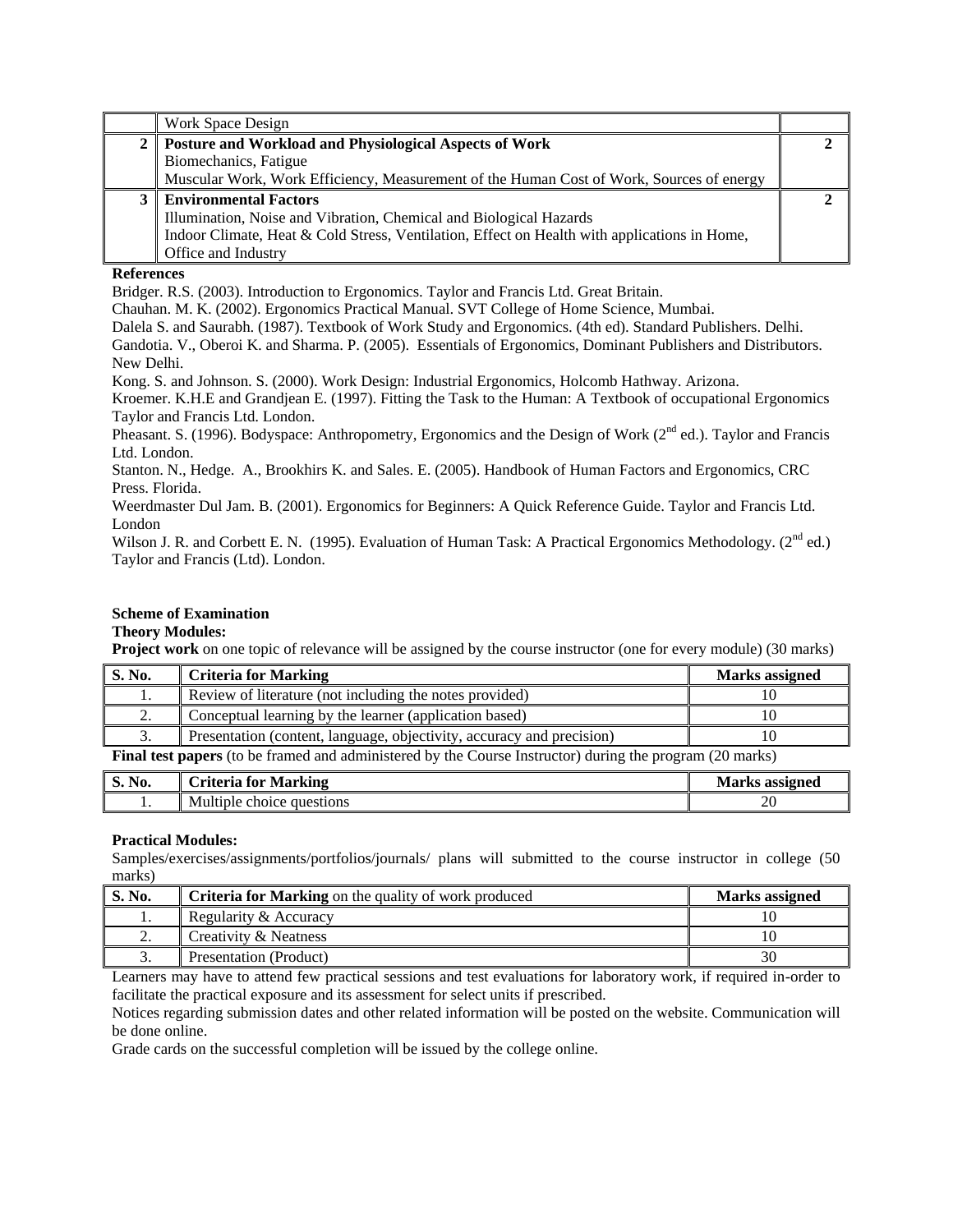| | Work Space Design | |
|---|---|---|
| 2 | **Posture and Workload and Physiological Aspects of Work**<br>Biomechanics, Fatigue<br>Muscular Work, Work Efficiency, Measurement of the Human Cost of Work, Sources of energy | 2 |
| 3 | **Environmental Factors**<br>Illumination, Noise and Vibration, Chemical and Biological Hazards<br>Indoor Climate, Heat & Cold Stress, Ventilation, Effect on Health with applications in Home, Office and Industry | 2 |

**References**

Bridger. R.S. (2003). Introduction to Ergonomics. Taylor and Francis Ltd. Great Britain.

Chauhan. M. K. (2002). Ergonomics Practical Manual. SVT College of Home Science, Mumbai.

Dalela S. and Saurabh. (1987). Textbook of Work Study and Ergonomics. (4th ed). Standard Publishers. Delhi.

Gandotia. V., Oberoi K. and Sharma. P. (2005). Essentials of Ergonomics, Dominant Publishers and Distributors. New Delhi.

Kong. S. and Johnson. S. (2000). Work Design: Industrial Ergonomics, Holcomb Hathway. Arizona.

Kroemer. K.H.E and Grandjean E. (1997). Fitting the Task to the Human: A Textbook of occupational Ergonomics Taylor and Francis Ltd. London.

Pheasant. S. (1996). Bodyspace: Anthropometry, Ergonomics and the Design of Work (2nd ed.). Taylor and Francis Ltd. London.

Stanton. N., Hedge. A., Brookhirs K. and Sales. E. (2005). Handbook of Human Factors and Ergonomics, CRC Press. Florida.

Weerdmaster Dul Jam. B. (2001). Ergonomics for Beginners: A Quick Reference Guide. Taylor and Francis Ltd. London

Wilson J. R. and Corbett E. N. (1995). Evaluation of Human Task: A Practical Ergonomics Methodology. (2nd ed.) Taylor and Francis (Ltd). London.

**Scheme of Examination**

**Theory Modules:**

**Project work** on one topic of relevance will be assigned by the course instructor (one for every module) (30 marks)

| S. No. | Criteria for Marking | Marks assigned |
|---|---|---|
| 1. | Review of literature (not including the notes provided) | 10 |
| 2. | Conceptual learning by the learner (application based) | 10 |
| 3. | Presentation (content, language, objectivity, accuracy and precision) | 10 |

**Final test papers** (to be framed and administered by the Course Instructor) during the program (20 marks)

| S. No. | Criteria for Marking | Marks assigned |
|---|---|---|
| 1. | Multiple choice questions | 20 |

**Practical Modules:**

Samples/exercises/assignments/portfolios/journals/ plans will submitted to the course instructor in college (50 marks)

| S. No. | **Criteria for Marking** on the quality of work produced | Marks assigned |
|---|---|---|
| 1. | Regularity & Accuracy | 10 |
| 2. | Creativity & Neatness | 10 |
| 3. | Presentation (Product) | 30 |

Learners may have to attend few practical sessions and test evaluations for laboratory work, if required in-order to facilitate the practical exposure and its assessment for select units if prescribed.

Notices regarding submission dates and other related information will be posted on the website. Communication will be done online.

Grade cards on the successful completion will be issued by the college online.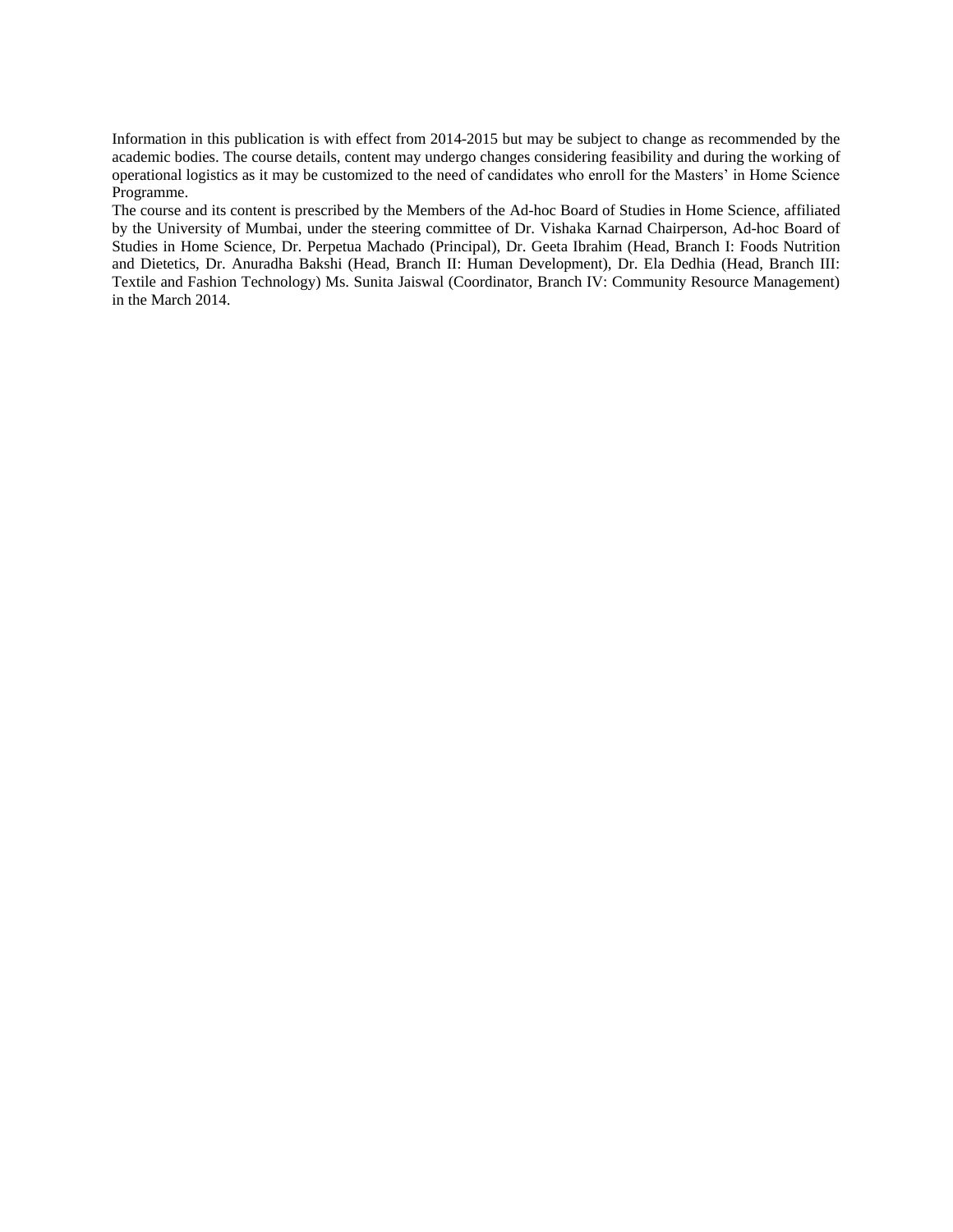Information in this publication is with effect from 2014-2015 but may be subject to change as recommended by the academic bodies. The course details, content may undergo changes considering feasibility and during the working of operational logistics as it may be customized to the need of candidates who enroll for the Masters' in Home Science Programme.

The course and its content is prescribed by the Members of the Ad-hoc Board of Studies in Home Science, affiliated by the University of Mumbai, under the steering committee of Dr. Vishaka Karnad Chairperson, Ad-hoc Board of Studies in Home Science, Dr. Perpetua Machado (Principal), Dr. Geeta Ibrahim (Head, Branch I: Foods Nutrition and Dietetics, Dr. Anuradha Bakshi (Head, Branch II: Human Development), Dr. Ela Dedhia (Head, Branch III: Textile and Fashion Technology) Ms. Sunita Jaiswal (Coordinator, Branch IV: Community Resource Management) in the March 2014.